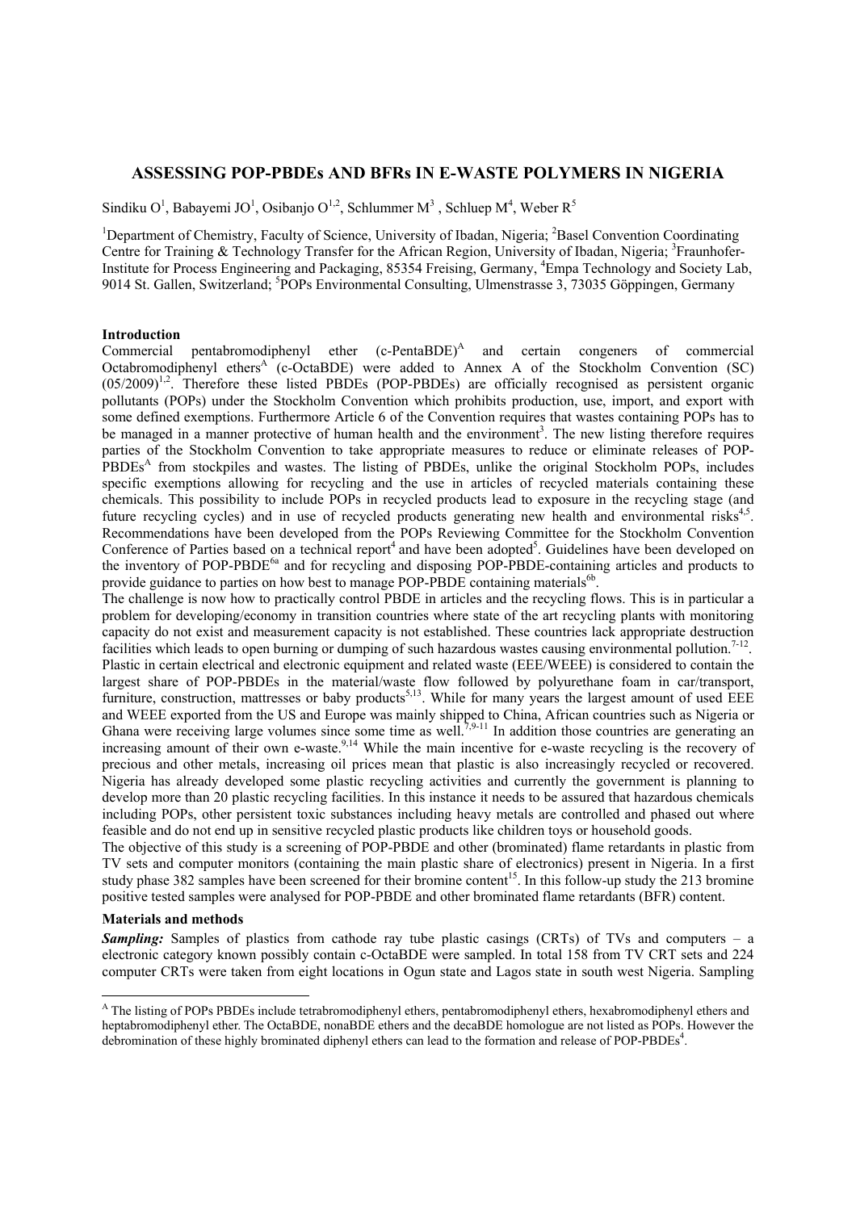# ASSESSING POP-PBDEs AND BFRs IN E-WASTE POLYMERS IN NIGERIA

Sindiku O[1], Babayemi JO[1], Osibanjo O[1,2], Schlummer M[3], Schluep M[4], Weber R[5]

[1]Department of Chemistry, Faculty of Science, University of Ibadan, Nigeria; [2]Basel Convention Coordinating Centre for Training & Technology Transfer for the African Region, University of Ibadan, Nigeria; [3]Fraunhofer-Institute for Process Engineering and Packaging, 85354 Freising, Germany, [4]Empa Technology and Society Lab, 9014 St. Gallen, Switzerland; [5]POPs Environmental Consulting, Ulmenstrasse 3, 73035 Göppingen, Germany

## Introduction

Commercial pentabromodiphenyl ether (c-PentaBDE)[A] and certain congeners of commercial Octabromodiphenyl ethers[A] (c-OctaBDE) were added to Annex A of the Stockholm Convention (SC) (05/2009)[1,2]. Therefore these listed PBDEs (POP-PBDEs) are officially recognised as persistent organic pollutants (POPs) under the Stockholm Convention which prohibits production, use, import, and export with some defined exemptions. Furthermore Article 6 of the Convention requires that wastes containing POPs has to be managed in a manner protective of human health and the environment[3]. The new listing therefore requires parties of the Stockholm Convention to take appropriate measures to reduce or eliminate releases of POP-PBDEs[A] from stockpiles and wastes. The listing of PBDEs, unlike the original Stockholm POPs, includes specific exemptions allowing for recycling and the use in articles of recycled materials containing these chemicals. This possibility to include POPs in recycled products lead to exposure in the recycling stage (and future recycling cycles) and in use of recycled products generating new health and environmental risks[4,5]. Recommendations have been developed from the POPs Reviewing Committee for the Stockholm Convention Conference of Parties based on a technical report[4] and have been adopted[5]. Guidelines have been developed on the inventory of POP-PBDE[6a] and for recycling and disposing POP-PBDE-containing articles and products to provide guidance to parties on how best to manage POP-PBDE containing materials[6b].

The challenge is now how to practically control PBDE in articles and the recycling flows. This is in particular a problem for developing/economy in transition countries where state of the art recycling plants with monitoring capacity do not exist and measurement capacity is not established. These countries lack appropriate destruction facilities which leads to open burning or dumping of such hazardous wastes causing environmental pollution.[7-12].

Plastic in certain electrical and electronic equipment and related waste (EEE/WEEE) is considered to contain the largest share of POP-PBDEs in the material/waste flow followed by polyurethane foam in car/transport, furniture, construction, mattresses or baby products[5,13]. While for many years the largest amount of used EEE and WEEE exported from the US and Europe was mainly shipped to China, African countries such as Nigeria or Ghana were receiving large volumes since some time as well.[7,9-11] In addition those countries are generating an increasing amount of their own e-waste.[9,14] While the main incentive for e-waste recycling is the recovery of precious and other metals, increasing oil prices mean that plastic is also increasingly recycled or recovered. Nigeria has already developed some plastic recycling activities and currently the government is planning to develop more than 20 plastic recycling facilities. In this instance it needs to be assured that hazardous chemicals including POPs, other persistent toxic substances including heavy metals are controlled and phased out where feasible and do not end up in sensitive recycled plastic products like children toys or household goods.

The objective of this study is a screening of POP-PBDE and other (brominated) flame retardants in plastic from TV sets and computer monitors (containing the main plastic share of electronics) present in Nigeria. In a first study phase 382 samples have been screened for their bromine content[15]. In this follow-up study the 213 bromine positive tested samples were analysed for POP-PBDE and other brominated flame retardants (BFR) content.

## Materials and methods

***Sampling:*** Samples of plastics from cathode ray tube plastic casings (CRTs) of TVs and computers – a electronic category known possibly contain c-OctaBDE were sampled. In total 158 from TV CRT sets and 224 computer CRTs were taken from eight locations in Ogun state and Lagos state in south west Nigeria. Sampling

---

[A] The listing of POPs PBDEs include tetrabromodiphenyl ethers, pentabromodiphenyl ethers, hexabromodiphenyl ethers and heptabromodiphenyl ether. The OctaBDE, nonaBDE ethers and the decaBDE homologue are not listed as POPs. However the debromination of these highly brominated diphenyl ethers can lead to the formation and release of POP-PBDEs[4].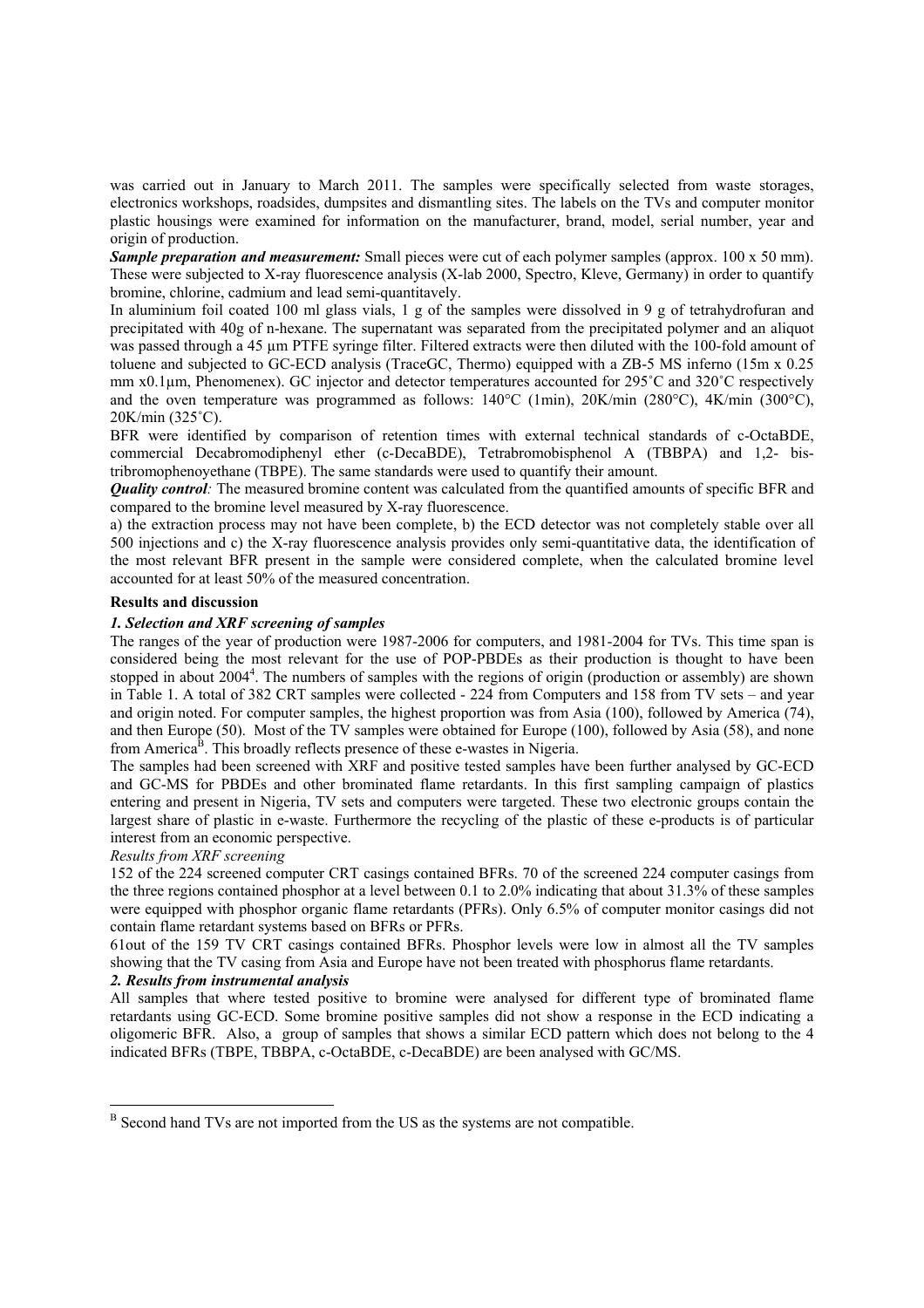was carried out in January to March 2011. The samples were specifically selected from waste storages, electronics workshops, roadsides, dumpsites and dismantling sites. The labels on the TVs and computer monitor plastic housings were examined for information on the manufacturer, brand, model, serial number, year and origin of production.

***Sample preparation and measurement:*** Small pieces were cut of each polymer samples (approx. 100 x 50 mm). These were subjected to X-ray fluorescence analysis (X-lab 2000, Spectro, Kleve, Germany) in order to quantify bromine, chlorine, cadmium and lead semi-quantitavely.

In aluminium foil coated 100 ml glass vials, 1 g of the samples were dissolved in 9 g of tetrahydrofuran and precipitated with 40g of n-hexane. The supernatant was separated from the precipitated polymer and an aliquot was passed through a 45 µm PTFE syringe filter. Filtered extracts were then diluted with the 100-fold amount of toluene and subjected to GC-ECD analysis (TraceGC, Thermo) equipped with a ZB-5 MS inferno (15m x 0.25 mm x0.1µm, Phenomenex). GC injector and detector temperatures accounted for 295˚C and 320˚C respectively and the oven temperature was programmed as follows: 140°C (1min), 20K/min (280°C), 4K/min (300°C), 20K/min (325˚C).

BFR were identified by comparison of retention times with external technical standards of c-OctaBDE, commercial Decabromodiphenyl ether (c-DecaBDE), Tetrabromobisphenol A (TBBPA) and 1,2- bis-tribromophenoyethane (TBPE). The same standards were used to quantify their amount.

***Quality control:*** The measured bromine content was calculated from the quantified amounts of specific BFR and compared to the bromine level measured by X-ray fluorescence.

a) the extraction process may not have been complete, b) the ECD detector was not completely stable over all 500 injections and c) the X-ray fluorescence analysis provides only semi-quantitative data, the identification of the most relevant BFR present in the sample were considered complete, when the calculated bromine level accounted for at least 50% of the measured concentration.

**Results and discussion**

***1. Selection and XRF screening of samples***

The ranges of the year of production were 1987-2006 for computers, and 1981-2004 for TVs. This time span is considered being the most relevant for the use of POP-PBDEs as their production is thought to have been stopped in about 2004[4]. The numbers of samples with the regions of origin (production or assembly) are shown in Table 1. A total of 382 CRT samples were collected - 224 from Computers and 158 from TV sets – and year and origin noted. For computer samples, the highest proportion was from Asia (100), followed by America (74), and then Europe (50). Most of the TV samples were obtained for Europe (100), followed by Asia (58), and none from America[B]. This broadly reflects presence of these e-wastes in Nigeria.

The samples had been screened with XRF and positive tested samples have been further analysed by GC-ECD and GC-MS for PBDEs and other brominated flame retardants. In this first sampling campaign of plastics entering and present in Nigeria, TV sets and computers were targeted. These two electronic groups contain the largest share of plastic in e-waste. Furthermore the recycling of the plastic of these e-products is of particular interest from an economic perspective.

*Results from XRF screening*

152 of the 224 screened computer CRT casings contained BFRs. 70 of the screened 224 computer casings from the three regions contained phosphor at a level between 0.1 to 2.0% indicating that about 31.3% of these samples were equipped with phosphor organic flame retardants (PFRs). Only 6.5% of computer monitor casings did not contain flame retardant systems based on BFRs or PFRs.

61out of the 159 TV CRT casings contained BFRs. Phosphor levels were low in almost all the TV samples showing that the TV casing from Asia and Europe have not been treated with phosphorus flame retardants.

***2. Results from instrumental analysis***

All samples that where tested positive to bromine were analysed for different type of brominated flame retardants using GC-ECD. Some bromine positive samples did not show a response in the ECD indicating a oligomeric BFR. Also, a group of samples that shows a similar ECD pattern which does not belong to the 4 indicated BFRs (TBPE, TBBPA, c-OctaBDE, c-DecaBDE) are been analysed with GC/MS.

---

[B] Second hand TVs are not imported from the US as the systems are not compatible.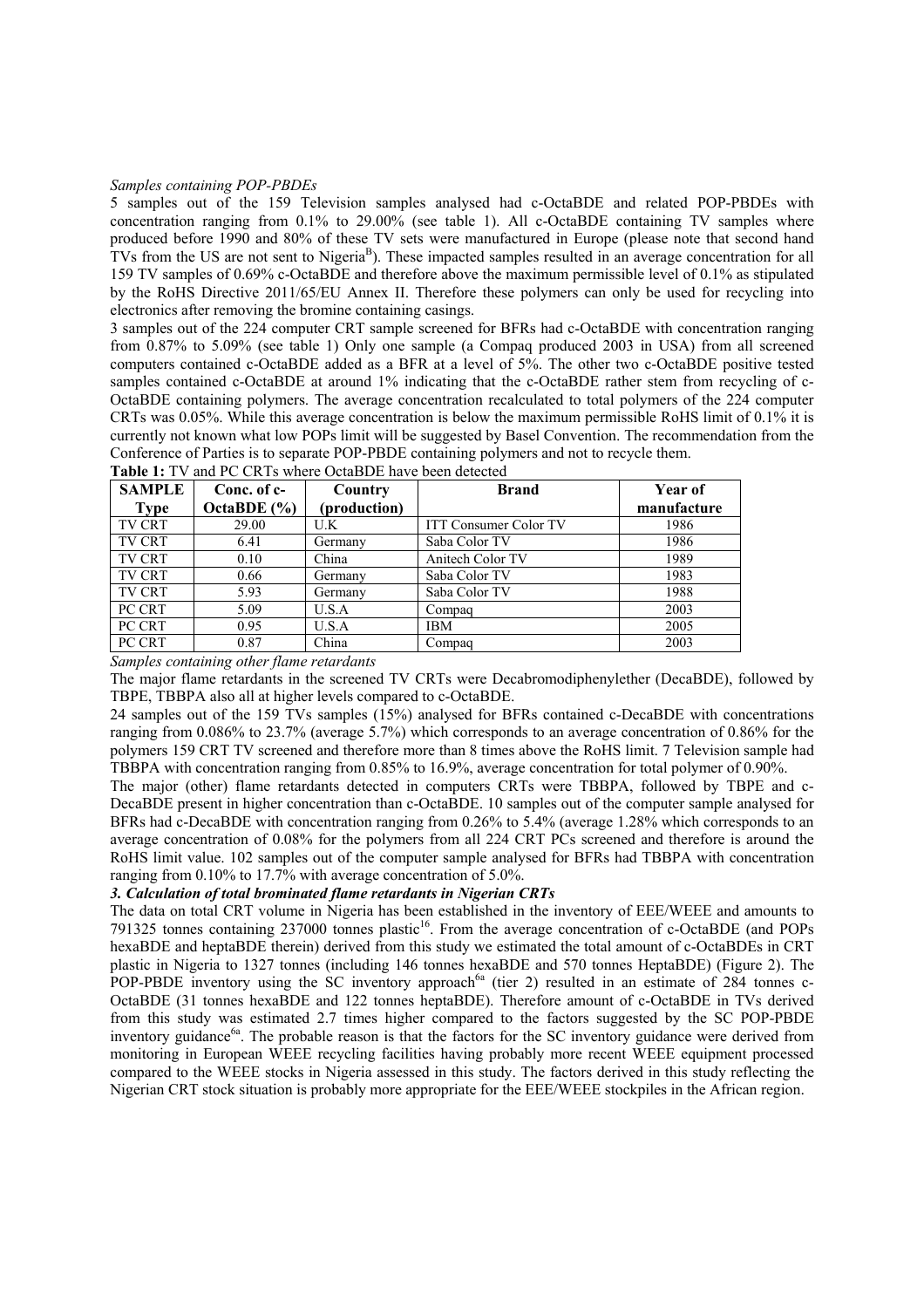*Samples containing POP-PBDEs*

5 samples out of the 159 Television samples analysed had c-OctaBDE and related POP-PBDEs with concentration ranging from 0.1% to 29.00% (see table 1). All c-OctaBDE containing TV samples where produced before 1990 and 80% of these TV sets were manufactured in Europe (please note that second hand TVs from the US are not sent to Nigeria[B]). These impacted samples resulted in an average concentration for all 159 TV samples of 0.69% c-OctaBDE and therefore above the maximum permissible level of 0.1% as stipulated by the RoHS Directive 2011/65/EU Annex II. Therefore these polymers can only be used for recycling into electronics after removing the bromine containing casings.

3 samples out of the 224 computer CRT sample screened for BFRs had c-OctaBDE with concentration ranging from 0.87% to 5.09% (see table 1) Only one sample (a Compaq produced 2003 in USA) from all screened computers contained c-OctaBDE added as a BFR at a level of 5%. The other two c-OctaBDE positive tested samples contained c-OctaBDE at around 1% indicating that the c-OctaBDE rather stem from recycling of c-OctaBDE containing polymers. The average concentration recalculated to total polymers of the 224 computer CRTs was 0.05%. While this average concentration is below the maximum permissible RoHS limit of 0.1% it is currently not known what low POPs limit will be suggested by Basel Convention. The recommendation from the Conference of Parties is to separate POP-PBDE containing polymers and not to recycle them.

**Table 1:** TV and PC CRTs where OctaBDE have been detected

| SAMPLE Type | Conc. of c-OctaBDE (%) | Country (production) | Brand | Year of manufacture |
|---|---|---|---|---|
| TV CRT | 29.00 | U.K | ITT Consumer Color TV | 1986 |
| TV CRT | 6.41 | Germany | Saba Color TV | 1986 |
| TV CRT | 0.10 | China | Anitech Color TV | 1989 |
| TV CRT | 0.66 | Germany | Saba Color TV | 1983 |
| TV CRT | 5.93 | Germany | Saba Color TV | 1988 |
| PC CRT | 5.09 | U.S.A | Compaq | 2003 |
| PC CRT | 0.95 | U.S.A | IBM | 2005 |
| PC CRT | 0.87 | China | Compaq | 2003 |

*Samples containing other flame retardants*

The major flame retardants in the screened TV CRTs were Decabromodiphenylether (DecaBDE), followed by TBPE, TBBPA also all at higher levels compared to c-OctaBDE.

24 samples out of the 159 TVs samples (15%) analysed for BFRs contained c-DecaBDE with concentrations ranging from 0.086% to 23.7% (average 5.7%) which corresponds to an average concentration of 0.86% for the polymers 159 CRT TV screened and therefore more than 8 times above the RoHS limit. 7 Television sample had TBBPA with concentration ranging from 0.85% to 16.9%, average concentration for total polymer of 0.90%.

The major (other) flame retardants detected in computers CRTs were TBBPA, followed by TBPE and c-DecaBDE present in higher concentration than c-OctaBDE. 10 samples out of the computer sample analysed for BFRs had c-DecaBDE with concentration ranging from 0.26% to 5.4% (average 1.28% which corresponds to an average concentration of 0.08% for the polymers from all 224 CRT PCs screened and therefore is around the RoHS limit value. 102 samples out of the computer sample analysed for BFRs had TBBPA with concentration ranging from 0.10% to 17.7% with average concentration of 5.0%.

### *3. Calculation of total brominated flame retardants in Nigerian CRTs*

The data on total CRT volume in Nigeria has been established in the inventory of EEE/WEEE and amounts to 791325 tonnes containing 237000 tonnes plastic[16]. From the average concentration of c-OctaBDE (and POPs hexaBDE and heptaBDE therein) derived from this study we estimated the total amount of c-OctaBDEs in CRT plastic in Nigeria to 1327 tonnes (including 146 tonnes hexaBDE and 570 tonnes HeptaBDE) (Figure 2). The POP-PBDE inventory using the SC inventory approach[6a] (tier 2) resulted in an estimate of 284 tonnes c-OctaBDE (31 tonnes hexaBDE and 122 tonnes heptaBDE). Therefore amount of c-OctaBDE in TVs derived from this study was estimated 2.7 times higher compared to the factors suggested by the SC POP-PBDE inventory guidance[6a]. The probable reason is that the factors for the SC inventory guidance were derived from monitoring in European WEEE recycling facilities having probably more recent WEEE equipment processed compared to the WEEE stocks in Nigeria assessed in this study. The factors derived in this study reflecting the Nigerian CRT stock situation is probably more appropriate for the EEE/WEEE stockpiles in the African region.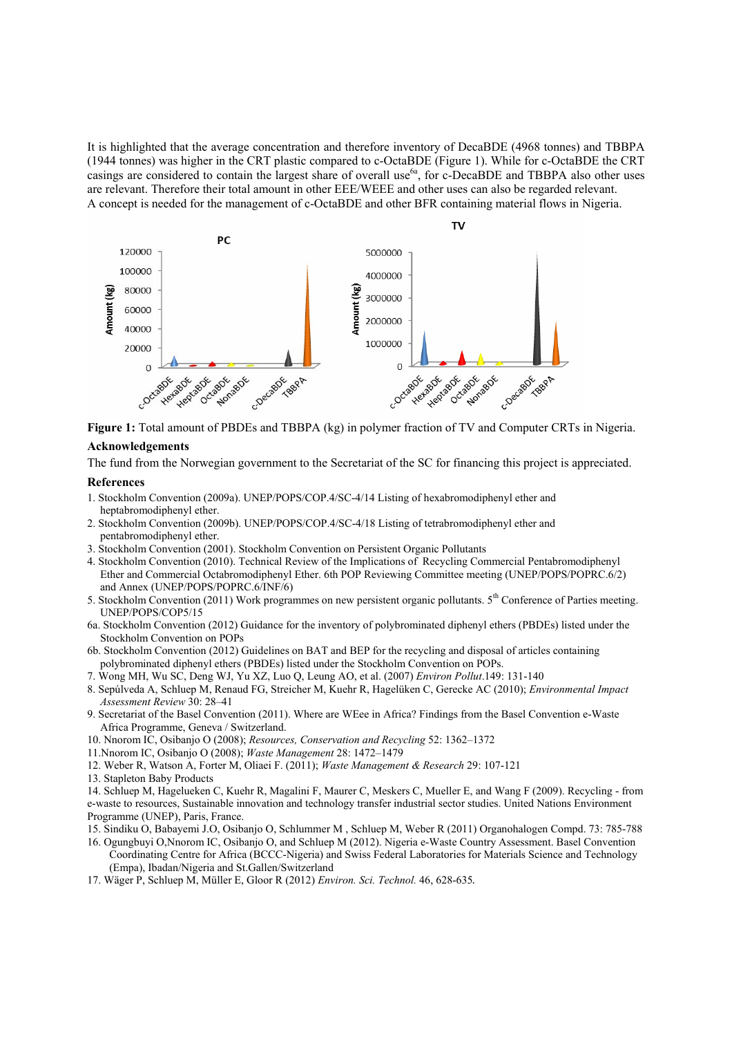It is highlighted that the average concentration and therefore inventory of DecaBDE (4968 tonnes) and TBBPA (1944 tonnes) was higher in the CRT plastic compared to c-OctaBDE (Figure 1). While for c-OctaBDE the CRT casings are considered to contain the largest share of overall use[6a], for c-DecaBDE and TBBPA also other uses are relevant. Therefore their total amount in other EEE/WEEE and other uses can also be regarded relevant.
A concept is needed for the management of c-OctaBDE and other BFR containing material flows in Nigeria.

PC

Amount (kg)

120000
100000
80000
60000
40000
20000
0

c-OctaBDE
HexaBDE
HeptaBDE
OctaBDE
NonaBDE
c-DecaBDE
TBBPA

TV

Amount (kg)

5000000
4000000
3000000
2000000
1000000
0

c-OctaBDE
HexaBDE
HeptaBDE
OctaBDE
NonaBDE
c-DecaBDE
TBBPA

**Figure 1:** Total amount of PBDEs and TBBPA (kg) in polymer fraction of TV and Computer CRTs in Nigeria.

## Acknowledgements

The fund from the Norwegian government to the Secretariat of the SC for financing this project is appreciated.

## References

1. Stockholm Convention (2009a). UNEP/POPS/COP.4/SC-4/14 Listing of hexabromodiphenyl ether and heptabromodiphenyl ether.
2. Stockholm Convention (2009b). UNEP/POPS/COP.4/SC-4/18 Listing of tetrabromodiphenyl ether and pentabromodiphenyl ether.
3. Stockholm Convention (2001). Stockholm Convention on Persistent Organic Pollutants
4. Stockholm Convention (2010). Technical Review of the Implications of Recycling Commercial Pentabromodiphenyl Ether and Commercial Octabromodiphenyl Ether. 6th POP Reviewing Committee meeting (UNEP/POPS/POPRC.6/2) and Annex (UNEP/POPS/POPRC.6/INF/6)
5. Stockholm Convention (2011) Work programmes on new persistent organic pollutants. 5th Conference of Parties meeting. UNEP/POPS/COP5/15

6a. Stockholm Convention (2012) Guidance for the inventory of polybrominated diphenyl ethers (PBDEs) listed under the Stockholm Convention on POPs

6b. Stockholm Convention (2012) Guidelines on BAT and BEP for the recycling and disposal of articles containing polybrominated diphenyl ethers (PBDEs) listed under the Stockholm Convention on POPs.

7. Wong MH, Wu SC, Deng WJ, Yu XZ, Luo Q, Leung AO, et al. (2007) *Environ Pollut*.149: 131-140
8. Sepúlveda A, Schluep M, Renaud FG, Streicher M, Kuehr R, Hagelüken C, Gerecke AC (2010); *Environmental Impact Assessment Review* 30: 28–41
9. Secretariat of the Basel Convention (2011). Where are WEee in Africa? Findings from the Basel Convention e-Waste Africa Programme, Geneva / Switzerland.
10. Nnorom IC, Osibanjo O (2008); *Resources, Conservation and Recycling* 52: 1362–1372
11. Nnorom IC, Osibanjo O (2008); *Waste Management* 28: 1472–1479
12. Weber R, Watson A, Forter M, Oliaei F. (2011); *Waste Management & Research* 29: 107-121
13. Stapleton Baby Products
14. Schluep M, Hagelueken C, Kuehr R, Magalini F, Maurer C, Meskers C, Mueller E, and Wang F (2009). Recycling - from e-waste to resources, Sustainable innovation and technology transfer industrial sector studies. United Nations Environment Programme (UNEP), Paris, France.
15. Sindiku O, Babayemi J.O, Osibanjo O, Schlummer M , Schluep M, Weber R (2011) Organohalogen Compd. 73: 785-788
16. Ogungbuyi O,Nnorom IC, Osibanjo O, and Schluep M (2012). Nigeria e-Waste Country Assessment. Basel Convention Coordinating Centre for Africa (BCCC-Nigeria) and Swiss Federal Laboratories for Materials Science and Technology (Empa), Ibadan/Nigeria and St.Gallen/Switzerland
17. Wäger P, Schluep M, Müller E, Gloor R (2012) *Environ. Sci. Technol.* 46, 628-635.